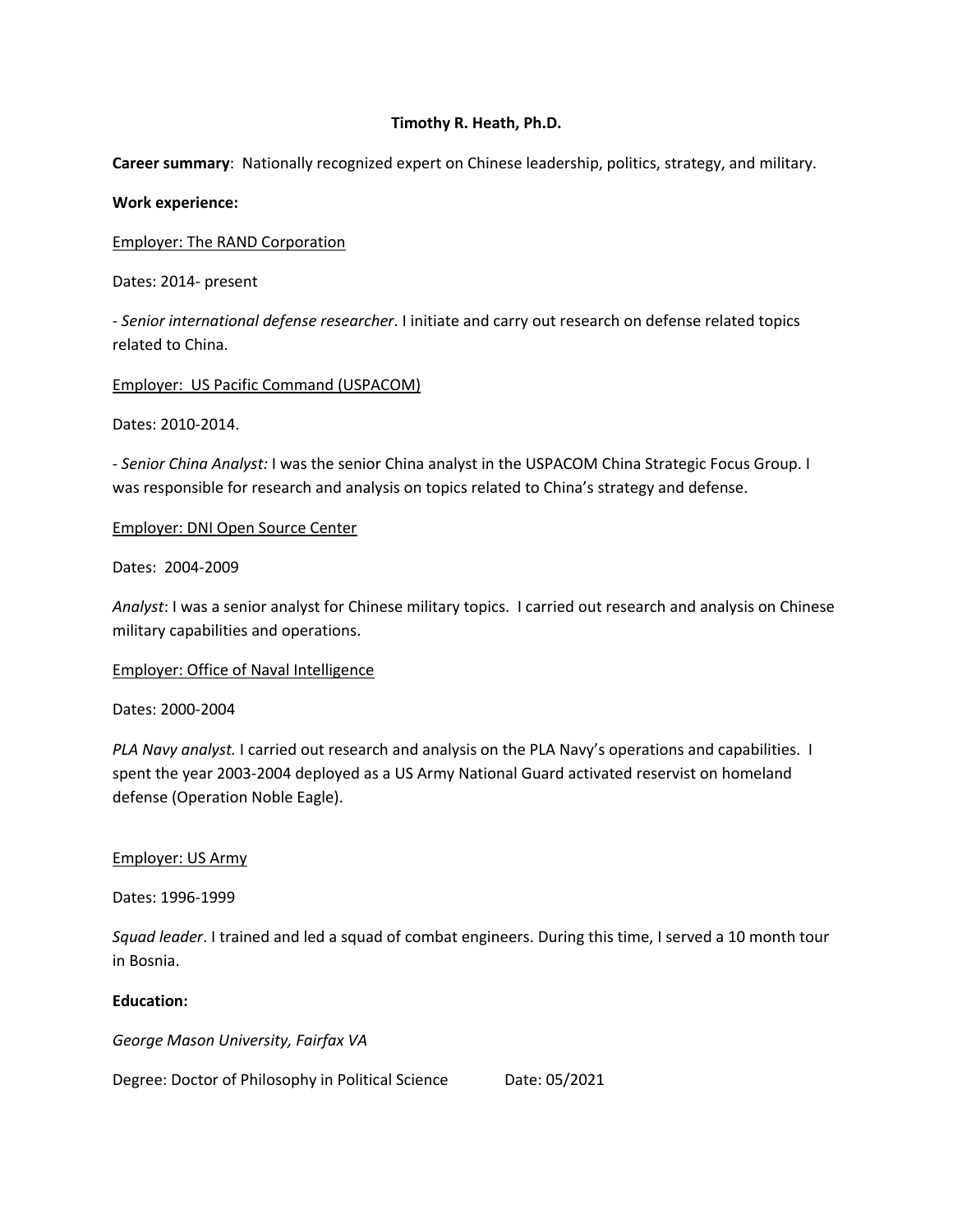**Timothy R. Heath, Ph.D.**

**Career summary**: Nationally recognized expert on Chinese leadership, politics, strategy, and military.

**Work experience:**

Employer: The RAND Corporation

Dates: 2014- present

- *Senior international defense researcher*. I initiate and carry out research on defense related topics related to China.

Employer: US Pacific Command (USPACOM)

Dates: 2010-2014.

- *Senior China Analyst:* I was the senior China analyst in the USPACOM China Strategic Focus Group. I was responsible for research and analysis on topics related to China's strategy and defense.

Employer: DNI Open Source Center

Dates: 2004-2009

*Analyst*: I was a senior analyst for Chinese military topics. I carried out research and analysis on Chinese military capabilities and operations.

Employer: Office of Naval Intelligence

Dates: 2000-2004

*PLA Navy analyst.* I carried out research and analysis on the PLA Navy's operations and capabilities. I spent the year 2003-2004 deployed as a US Army National Guard activated reservist on homeland defense (Operation Noble Eagle).

Employer: US Army

Dates: 1996-1999

*Squad leader*. I trained and led a squad of combat engineers. During this time, I served a 10 month tour in Bosnia.

**Education:**

*George Mason University, Fairfax VA*

Degree: Doctor of Philosophy in Political Science Date: 05/2021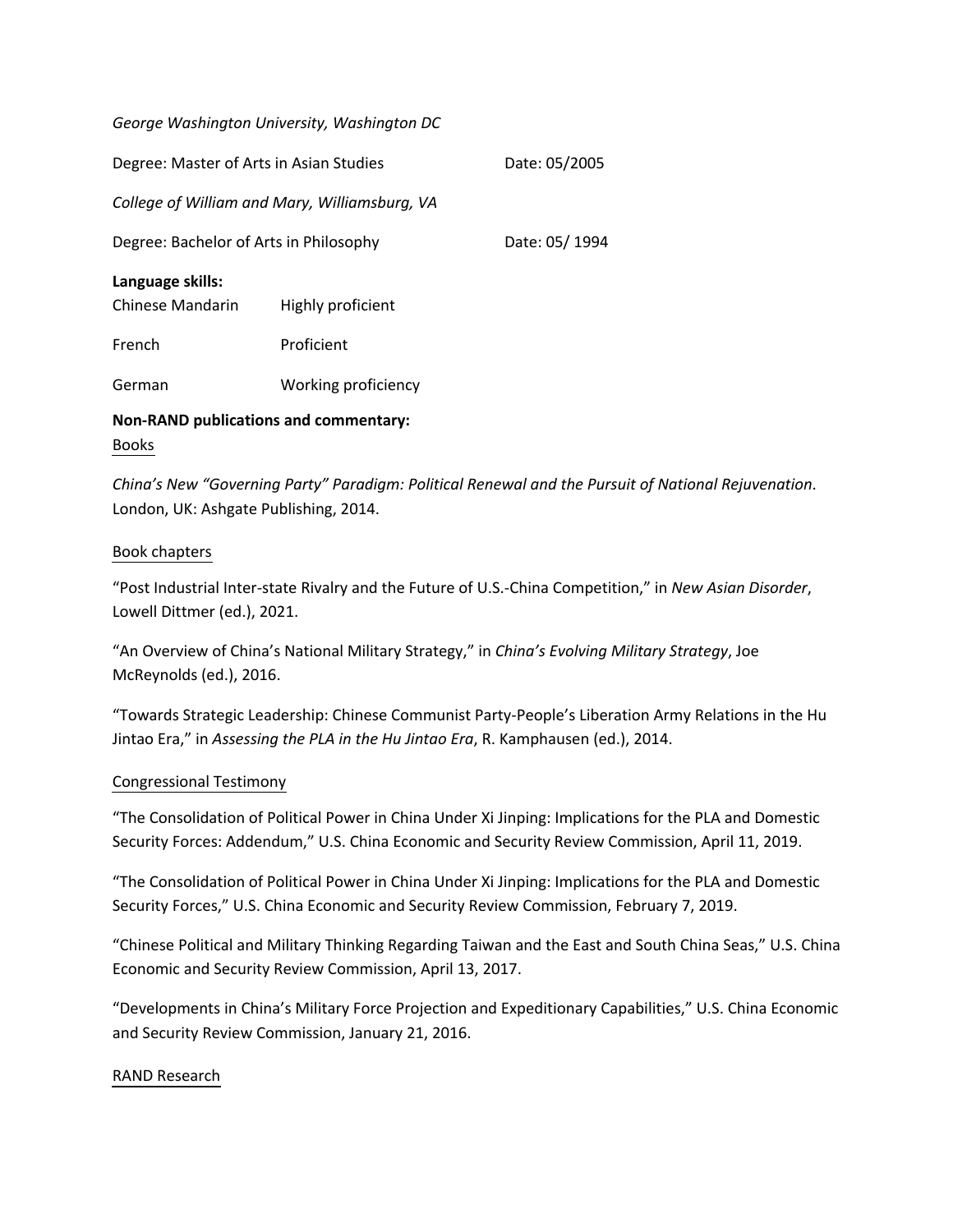*George Washington University, Washington DC*

Degree: Master of Arts in Asian Studies Date: 05/2005

*College of William and Mary, Williamsburg, VA*

Degree: Bachelor of Arts in Philosophy Date: 05/ 1994

**Language skills:**

| | |
|---|---|
| Chinese Mandarin | Highly proficient |
| French | Proficient |
| German | Working proficiency |

**Non-RAND publications and commentary:**

Books

*China's New "Governing Party" Paradigm: Political Renewal and the Pursuit of National Rejuvenation*. London, UK: Ashgate Publishing, 2014.

Book chapters

"Post Industrial Inter-state Rivalry and the Future of U.S.-China Competition," in *New Asian Disorder*, Lowell Dittmer (ed.), 2021.

"An Overview of China's National Military Strategy," in *China's Evolving Military Strategy*, Joe McReynolds (ed.), 2016.

"Towards Strategic Leadership: Chinese Communist Party-People's Liberation Army Relations in the Hu Jintao Era," in *Assessing the PLA in the Hu Jintao Era*, R. Kamphausen (ed.), 2014.

Congressional Testimony

"The Consolidation of Political Power in China Under Xi Jinping: Implications for the PLA and Domestic Security Forces: Addendum," U.S. China Economic and Security Review Commission, April 11, 2019.

"The Consolidation of Political Power in China Under Xi Jinping: Implications for the PLA and Domestic Security Forces," U.S. China Economic and Security Review Commission, February 7, 2019.

"Chinese Political and Military Thinking Regarding Taiwan and the East and South China Seas," U.S. China Economic and Security Review Commission, April 13, 2017.

"Developments in China's Military Force Projection and Expeditionary Capabilities," U.S. China Economic and Security Review Commission, January 21, 2016.

RAND Research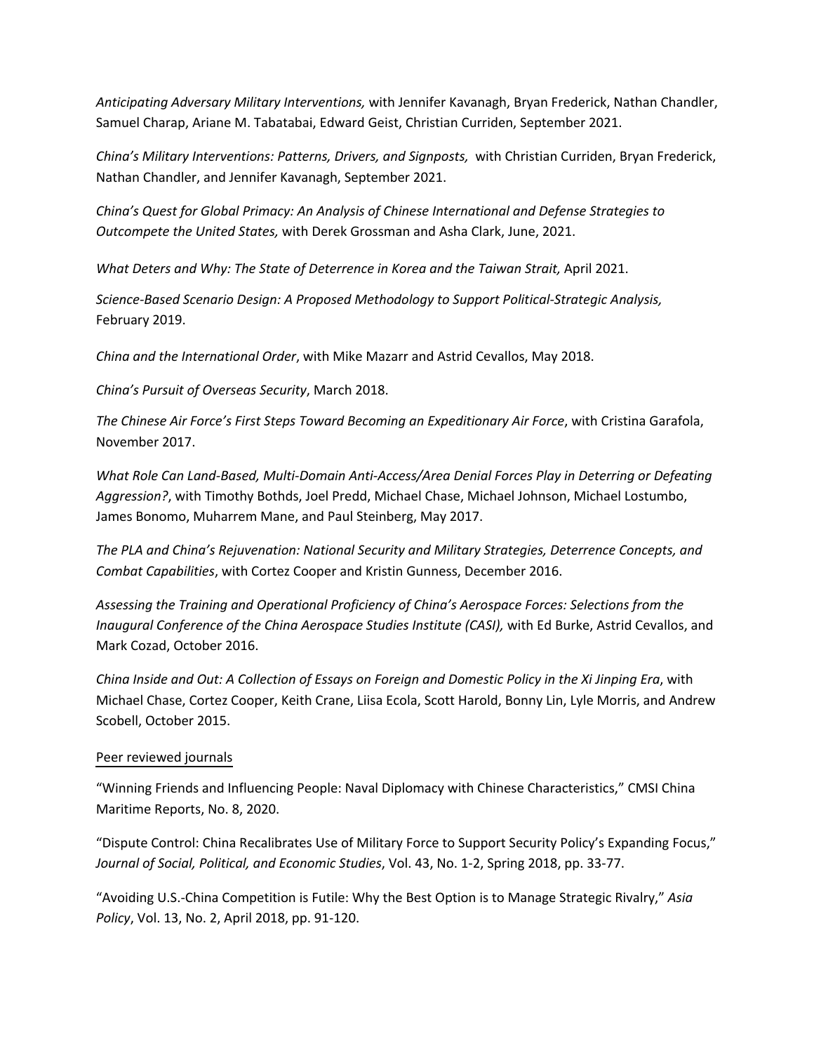*Anticipating Adversary Military Interventions,* with Jennifer Kavanagh, Bryan Frederick, Nathan Chandler, Samuel Charap, Ariane M. Tabatabai, Edward Geist, Christian Curriden, September 2021.

*China's Military Interventions: Patterns, Drivers, and Signposts,* with Christian Curriden, Bryan Frederick, Nathan Chandler, and Jennifer Kavanagh, September 2021.

*China's Quest for Global Primacy: An Analysis of Chinese International and Defense Strategies to Outcompete the United States,* with Derek Grossman and Asha Clark, June, 2021.

*What Deters and Why: The State of Deterrence in Korea and the Taiwan Strait,* April 2021.

*Science-Based Scenario Design: A Proposed Methodology to Support Political-Strategic Analysis,* February 2019.

*China and the International Order*, with Mike Mazarr and Astrid Cevallos, May 2018.

*China's Pursuit of Overseas Security*, March 2018.

*The Chinese Air Force's First Steps Toward Becoming an Expeditionary Air Force*, with Cristina Garafola, November 2017.

*What Role Can Land-Based, Multi-Domain Anti-Access/Area Denial Forces Play in Deterring or Defeating Aggression?*, with Timothy Bothds, Joel Predd, Michael Chase, Michael Johnson, Michael Lostumbo, James Bonomo, Muharrem Mane, and Paul Steinberg, May 2017.

*The PLA and China's Rejuvenation: National Security and Military Strategies, Deterrence Concepts, and Combat Capabilities*, with Cortez Cooper and Kristin Gunness, December 2016.

*Assessing the Training and Operational Proficiency of China's Aerospace Forces: Selections from the Inaugural Conference of the China Aerospace Studies Institute (CASI),* with Ed Burke, Astrid Cevallos, and Mark Cozad, October 2016.

*China Inside and Out: A Collection of Essays on Foreign and Domestic Policy in the Xi Jinping Era*, with Michael Chase, Cortez Cooper, Keith Crane, Liisa Ecola, Scott Harold, Bonny Lin, Lyle Morris, and Andrew Scobell, October 2015.

Peer reviewed journals

"Winning Friends and Influencing People: Naval Diplomacy with Chinese Characteristics," CMSI China Maritime Reports, No. 8, 2020.

"Dispute Control: China Recalibrates Use of Military Force to Support Security Policy's Expanding Focus," *Journal of Social, Political, and Economic Studies*, Vol. 43, No. 1-2, Spring 2018, pp. 33-77.

"Avoiding U.S.-China Competition is Futile: Why the Best Option is to Manage Strategic Rivalry," *Asia Policy*, Vol. 13, No. 2, April 2018, pp. 91-120.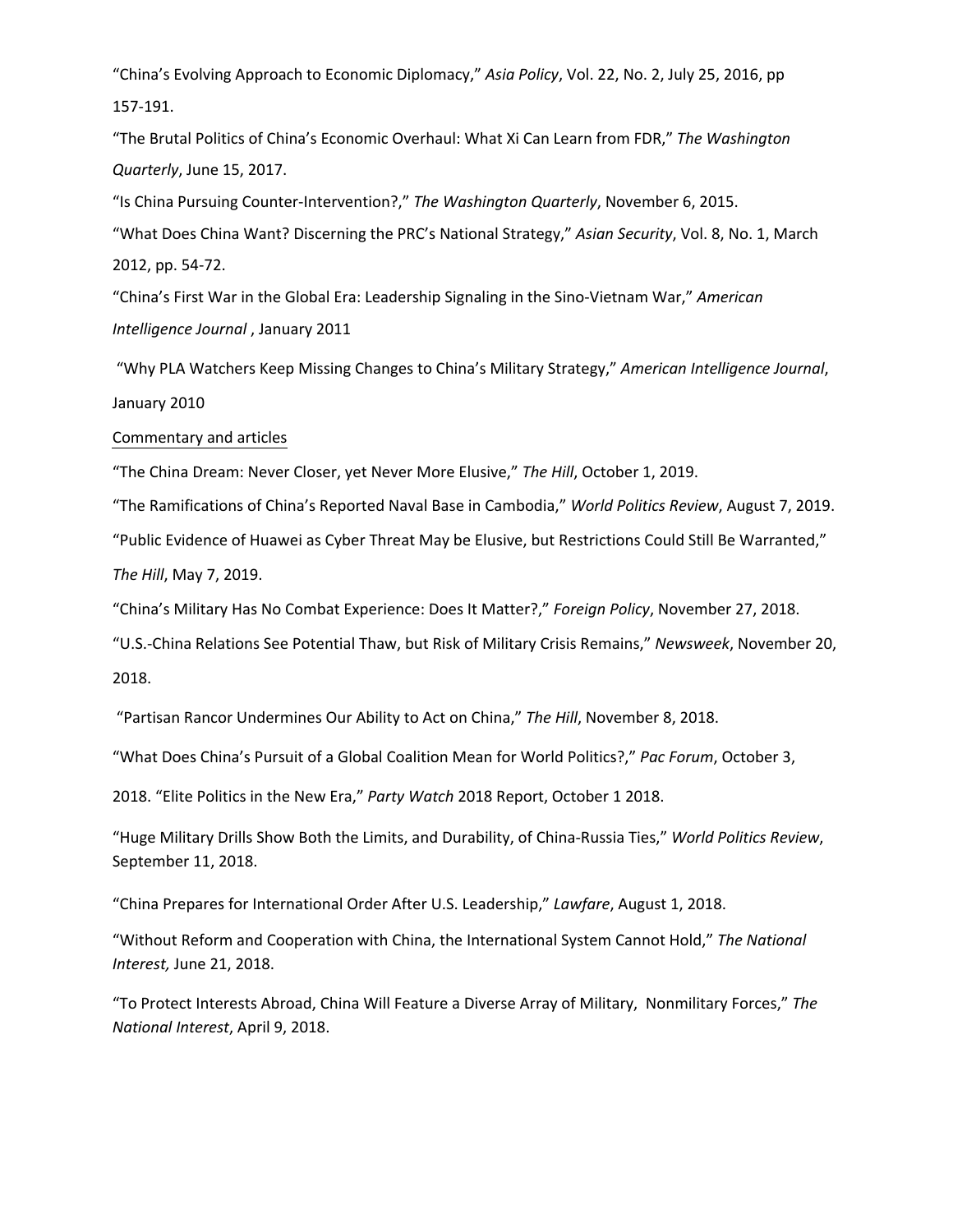"China's Evolving Approach to Economic Diplomacy," *Asia Policy*, Vol. 22, No. 2, July 25, 2016, pp 157-191.

"The Brutal Politics of China's Economic Overhaul: What Xi Can Learn from FDR," *The Washington Quarterly*, June 15, 2017.

"Is China Pursuing Counter-Intervention?," *The Washington Quarterly*, November 6, 2015.

"What Does China Want? Discerning the PRC's National Strategy," *Asian Security*, Vol. 8, No. 1, March 2012, pp. 54-72.

"China's First War in the Global Era: Leadership Signaling in the Sino-Vietnam War," *American Intelligence Journal* , January 2011

"Why PLA Watchers Keep Missing Changes to China's Military Strategy," *American Intelligence Journal*, January 2010

<u>Commentary and articles</u>

"The China Dream: Never Closer, yet Never More Elusive," *The Hill*, October 1, 2019.

"The Ramifications of China's Reported Naval Base in Cambodia," *World Politics Review*, August 7, 2019.

"Public Evidence of Huawei as Cyber Threat May be Elusive, but Restrictions Could Still Be Warranted," *The Hill*, May 7, 2019.

"China's Military Has No Combat Experience: Does It Matter?," *Foreign Policy*, November 27, 2018.

"U.S.-China Relations See Potential Thaw, but Risk of Military Crisis Remains," *Newsweek*, November 20, 2018.

"Partisan Rancor Undermines Our Ability to Act on China," *The Hill*, November 8, 2018.

"What Does China's Pursuit of a Global Coalition Mean for World Politics?," *Pac Forum*, October 3, 2018.

"Elite Politics in the New Era," *Party Watch* 2018 Report, October 1 2018.

"Huge Military Drills Show Both the Limits, and Durability, of China-Russia Ties," *World Politics Review*, September 11, 2018.

"China Prepares for International Order After U.S. Leadership," *Lawfare*, August 1, 2018.

"Without Reform and Cooperation with China, the International System Cannot Hold," *The National Interest,* June 21, 2018.

"To Protect Interests Abroad, China Will Feature a Diverse Array of Military, Nonmilitary Forces," *The National Interest*, April 9, 2018.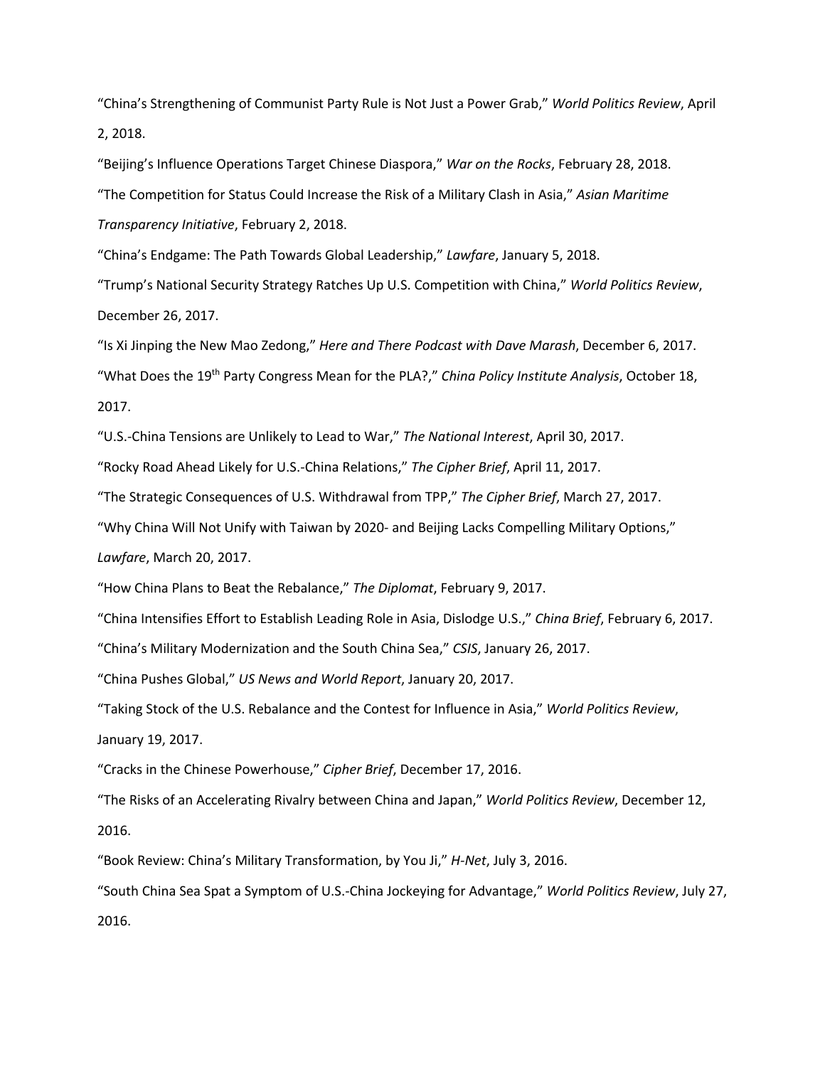"China's Strengthening of Communist Party Rule is Not Just a Power Grab," *World Politics Review*, April 2, 2018.

"Beijing's Influence Operations Target Chinese Diaspora," *War on the Rocks*, February 28, 2018.

"The Competition for Status Could Increase the Risk of a Military Clash in Asia," *Asian Maritime Transparency Initiative*, February 2, 2018.

"China's Endgame: The Path Towards Global Leadership," *Lawfare*, January 5, 2018.

"Trump's National Security Strategy Ratches Up U.S. Competition with China," *World Politics Review*, December 26, 2017.

"Is Xi Jinping the New Mao Zedong," *Here and There Podcast with Dave Marash*, December 6, 2017.

"What Does the 19th Party Congress Mean for the PLA?," *China Policy Institute Analysis*, October 18, 2017.

"U.S.-China Tensions are Unlikely to Lead to War," *The National Interest*, April 30, 2017.

"Rocky Road Ahead Likely for U.S.-China Relations," *The Cipher Brief*, April 11, 2017.

"The Strategic Consequences of U.S. Withdrawal from TPP," *The Cipher Brief*, March 27, 2017.

"Why China Will Not Unify with Taiwan by 2020- and Beijing Lacks Compelling Military Options," *Lawfare*, March 20, 2017.

"How China Plans to Beat the Rebalance," *The Diplomat*, February 9, 2017.

"China Intensifies Effort to Establish Leading Role in Asia, Dislodge U.S.," *China Brief*, February 6, 2017.

"China's Military Modernization and the South China Sea," *CSIS*, January 26, 2017.

"China Pushes Global," *US News and World Report*, January 20, 2017.

"Taking Stock of the U.S. Rebalance and the Contest for Influence in Asia," *World Politics Review*, January 19, 2017.

"Cracks in the Chinese Powerhouse," *Cipher Brief*, December 17, 2016.

"The Risks of an Accelerating Rivalry between China and Japan," *World Politics Review*, December 12, 2016.

"Book Review: China's Military Transformation, by You Ji," *H-Net*, July 3, 2016.

"South China Sea Spat a Symptom of U.S.-China Jockeying for Advantage," *World Politics Review*, July 27, 2016.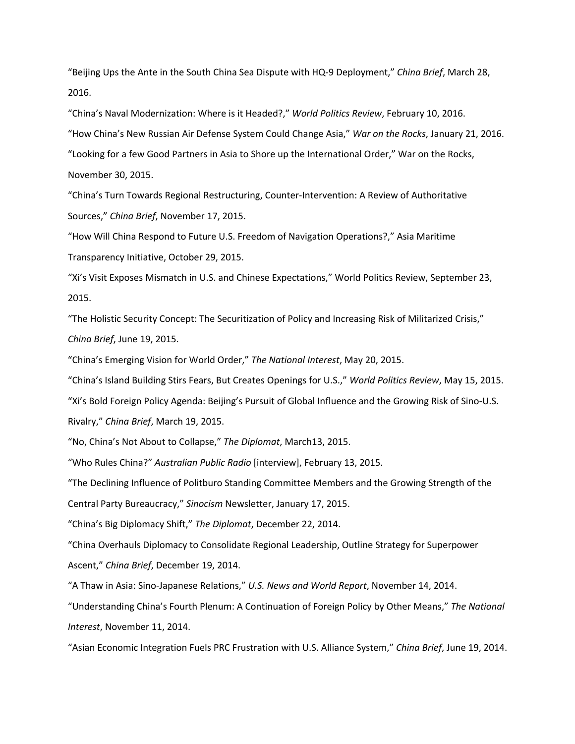"Beijing Ups the Ante in the South China Sea Dispute with HQ-9 Deployment," *China Brief*, March 28, 2016.

"China's Naval Modernization: Where is it Headed?," *World Politics Review*, February 10, 2016.

"How China's New Russian Air Defense System Could Change Asia," *War on the Rocks*, January 21, 2016.

"Looking for a few Good Partners in Asia to Shore up the International Order," War on the Rocks, November 30, 2015.

"China's Turn Towards Regional Restructuring, Counter-Intervention: A Review of Authoritative Sources," *China Brief*, November 17, 2015.

"How Will China Respond to Future U.S. Freedom of Navigation Operations?," Asia Maritime Transparency Initiative, October 29, 2015.

"Xi's Visit Exposes Mismatch in U.S. and Chinese Expectations," World Politics Review, September 23, 2015.

"The Holistic Security Concept: The Securitization of Policy and Increasing Risk of Militarized Crisis," *China Brief*, June 19, 2015.

"China's Emerging Vision for World Order," *The National Interest*, May 20, 2015.

"China's Island Building Stirs Fears, But Creates Openings for U.S.," *World Politics Review*, May 15, 2015.

"Xi's Bold Foreign Policy Agenda: Beijing's Pursuit of Global Influence and the Growing Risk of Sino-U.S. Rivalry," *China Brief*, March 19, 2015.

"No, China's Not About to Collapse," *The Diplomat*, March13, 2015.

"Who Rules China?" *Australian Public Radio* [interview], February 13, 2015.

"The Declining Influence of Politburo Standing Committee Members and the Growing Strength of the Central Party Bureaucracy," *Sinocism* Newsletter, January 17, 2015.

"China's Big Diplomacy Shift," *The Diplomat*, December 22, 2014.

"China Overhauls Diplomacy to Consolidate Regional Leadership, Outline Strategy for Superpower Ascent," *China Brief*, December 19, 2014.

"A Thaw in Asia: Sino-Japanese Relations," *U.S. News and World Report*, November 14, 2014.

"Understanding China's Fourth Plenum: A Continuation of Foreign Policy by Other Means," *The National Interest*, November 11, 2014.

"Asian Economic Integration Fuels PRC Frustration with U.S. Alliance System," *China Brief*, June 19, 2014.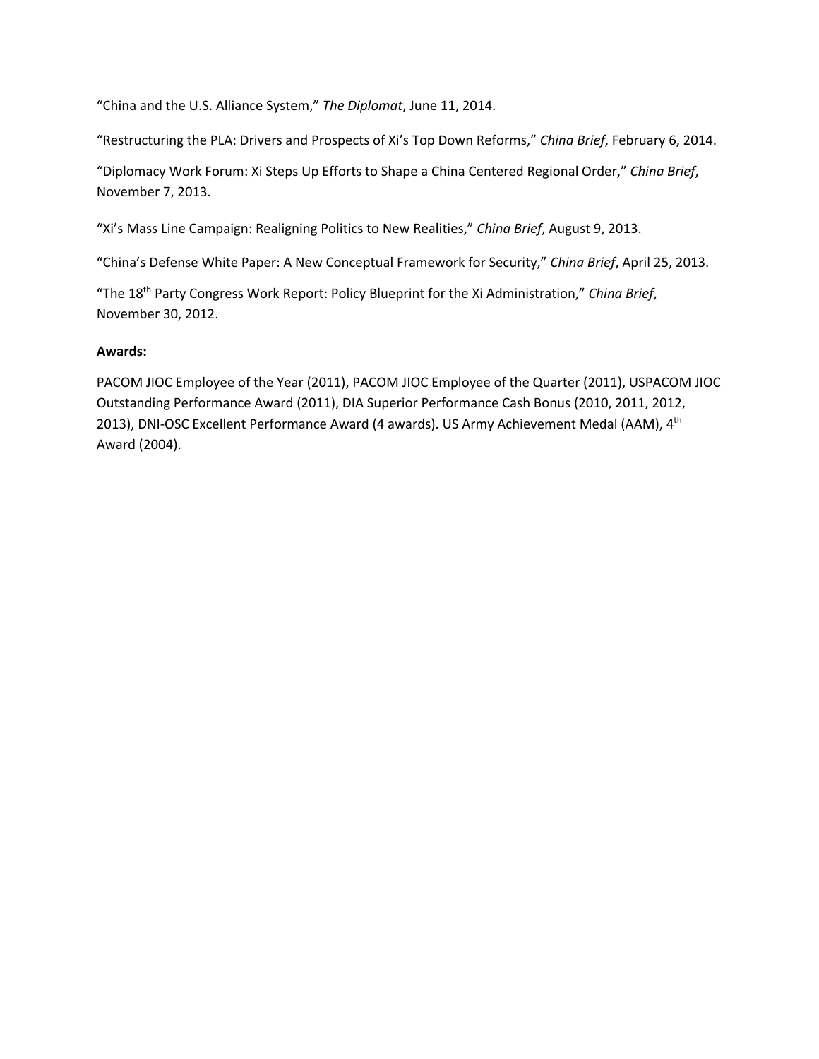"China and the U.S. Alliance System," *The Diplomat*, June 11, 2014.

"Restructuring the PLA: Drivers and Prospects of Xi's Top Down Reforms," *China Brief*, February 6, 2014.

"Diplomacy Work Forum: Xi Steps Up Efforts to Shape a China Centered Regional Order," *China Brief*, November 7, 2013.

"Xi's Mass Line Campaign: Realigning Politics to New Realities," *China Brief*, August 9, 2013.

"China's Defense White Paper: A New Conceptual Framework for Security," *China Brief*, April 25, 2013.

"The 18th Party Congress Work Report: Policy Blueprint for the Xi Administration," *China Brief*, November 30, 2012.

**Awards:**

PACOM JIOC Employee of the Year (2011), PACOM JIOC Employee of the Quarter (2011), USPACOM JIOC Outstanding Performance Award (2011), DIA Superior Performance Cash Bonus (2010, 2011, 2012, 2013), DNI-OSC Excellent Performance Award (4 awards). US Army Achievement Medal (AAM), 4th Award (2004).